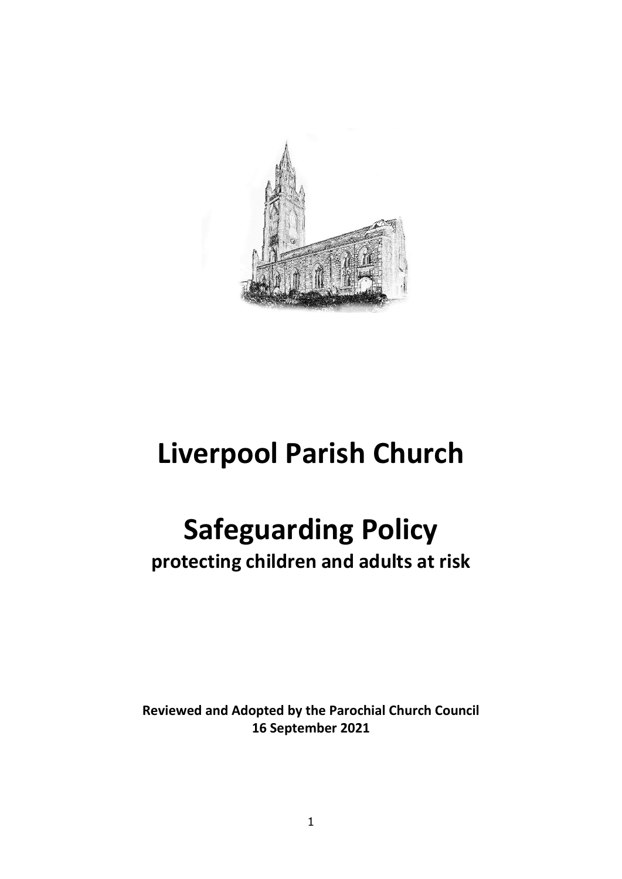# Liverpool Parish Church

# Safeguarding Policy

## protecting children and adults at risk

**Reviewed and Adopted by the Parochial Church Council**
**16 September 2021**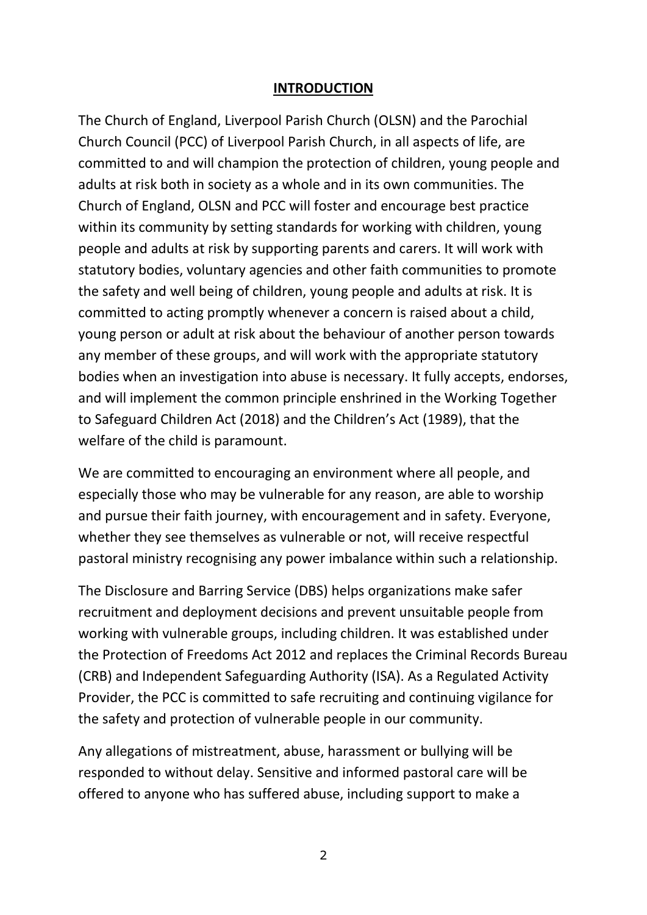## INTRODUCTION

The Church of England, Liverpool Parish Church (OLSN) and the Parochial Church Council (PCC) of Liverpool Parish Church, in all aspects of life, are committed to and will champion the protection of children, young people and adults at risk both in society as a whole and in its own communities. The Church of England, OLSN and PCC will foster and encourage best practice within its community by setting standards for working with children, young people and adults at risk by supporting parents and carers. It will work with statutory bodies, voluntary agencies and other faith communities to promote the safety and well being of children, young people and adults at risk. It is committed to acting promptly whenever a concern is raised about a child, young person or adult at risk about the behaviour of another person towards any member of these groups, and will work with the appropriate statutory bodies when an investigation into abuse is necessary. It fully accepts, endorses, and will implement the common principle enshrined in the Working Together to Safeguard Children Act (2018) and the Children's Act (1989), that the welfare of the child is paramount.

We are committed to encouraging an environment where all people, and especially those who may be vulnerable for any reason, are able to worship and pursue their faith journey, with encouragement and in safety. Everyone, whether they see themselves as vulnerable or not, will receive respectful pastoral ministry recognising any power imbalance within such a relationship.

The Disclosure and Barring Service (DBS) helps organizations make safer recruitment and deployment decisions and prevent unsuitable people from working with vulnerable groups, including children. It was established under the Protection of Freedoms Act 2012 and replaces the Criminal Records Bureau (CRB) and Independent Safeguarding Authority (ISA). As a Regulated Activity Provider, the PCC is committed to safe recruiting and continuing vigilance for the safety and protection of vulnerable people in our community.

Any allegations of mistreatment, abuse, harassment or bullying will be responded to without delay. Sensitive and informed pastoral care will be offered to anyone who has suffered abuse, including support to make a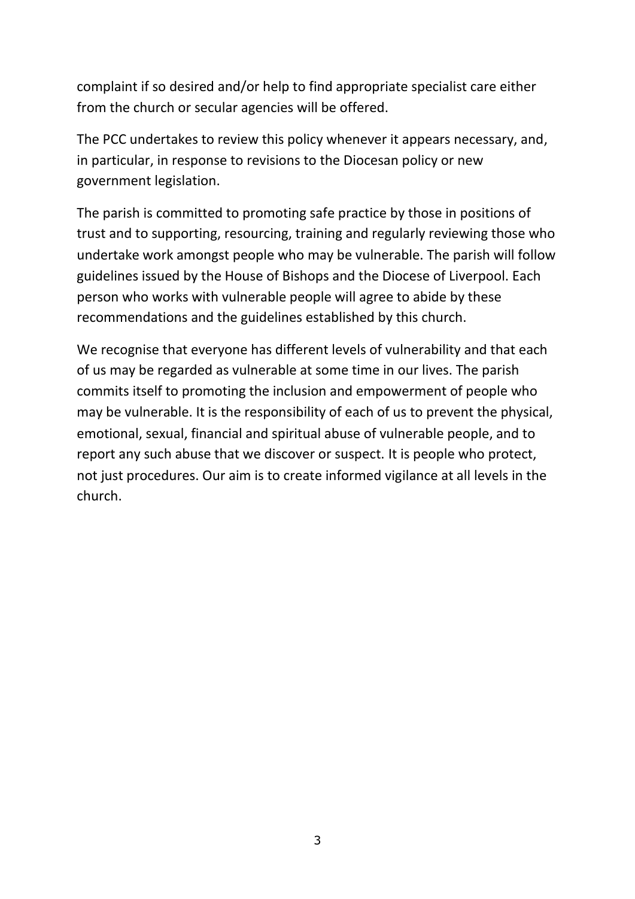complaint if so desired and/or help to find appropriate specialist care either from the church or secular agencies will be offered.

The PCC undertakes to review this policy whenever it appears necessary, and, in particular, in response to revisions to the Diocesan policy or new government legislation.

The parish is committed to promoting safe practice by those in positions of trust and to supporting, resourcing, training and regularly reviewing those who undertake work amongst people who may be vulnerable. The parish will follow guidelines issued by the House of Bishops and the Diocese of Liverpool. Each person who works with vulnerable people will agree to abide by these recommendations and the guidelines established by this church.

We recognise that everyone has different levels of vulnerability and that each of us may be regarded as vulnerable at some time in our lives. The parish commits itself to promoting the inclusion and empowerment of people who may be vulnerable. It is the responsibility of each of us to prevent the physical, emotional, sexual, financial and spiritual abuse of vulnerable people, and to report any such abuse that we discover or suspect. It is people who protect, not just procedures. Our aim is to create informed vigilance at all levels in the church.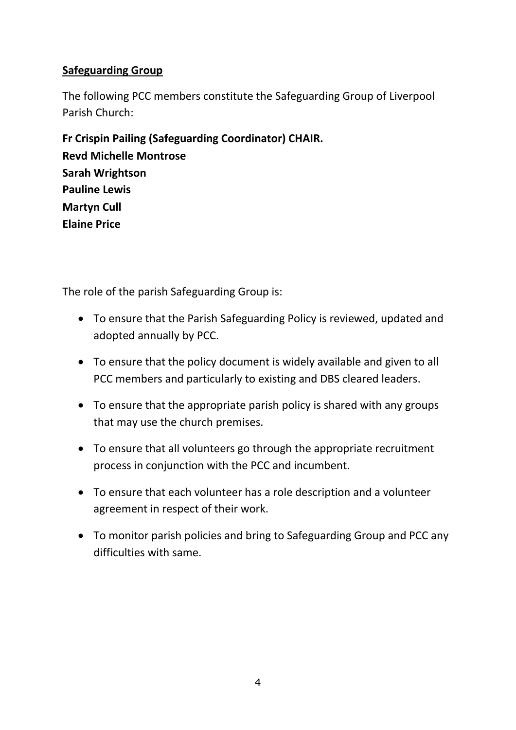**Safeguarding Group**

The following PCC members constitute the Safeguarding Group of Liverpool Parish Church:

**Fr Crispin Pailing (Safeguarding Coordinator) CHAIR.**
**Revd Michelle Montrose**
**Sarah Wrightson**
**Pauline Lewis**
**Martyn Cull**
**Elaine Price**

The role of the parish Safeguarding Group is:

- To ensure that the Parish Safeguarding Policy is reviewed, updated and adopted annually by PCC.
- To ensure that the policy document is widely available and given to all PCC members and particularly to existing and DBS cleared leaders.
- To ensure that the appropriate parish policy is shared with any groups that may use the church premises.
- To ensure that all volunteers go through the appropriate recruitment process in conjunction with the PCC and incumbent.
- To ensure that each volunteer has a role description and a volunteer agreement in respect of their work.
- To monitor parish policies and bring to Safeguarding Group and PCC any difficulties with same.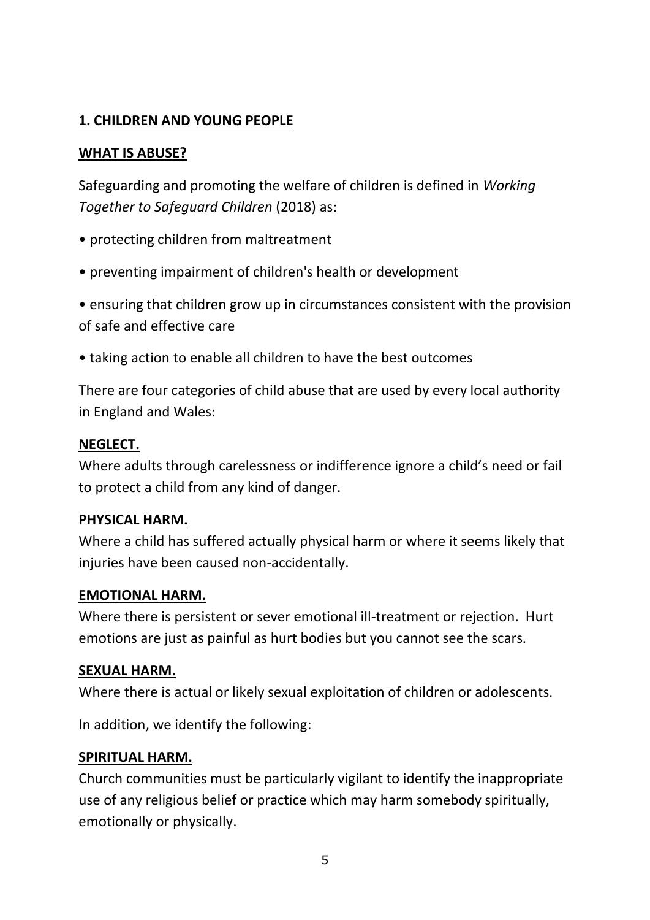## 1. CHILDREN AND YOUNG PEOPLE

### WHAT IS ABUSE?

Safeguarding and promoting the welfare of children is defined in *Working Together to Safeguard Children* (2018) as:

- protecting children from maltreatment
- preventing impairment of children's health or development
- ensuring that children grow up in circumstances consistent with the provision of safe and effective care
- taking action to enable all children to have the best outcomes

There are four categories of child abuse that are used by every local authority in England and Wales:

**NEGLECT.**
Where adults through carelessness or indifference ignore a child's need or fail to protect a child from any kind of danger.

**PHYSICAL HARM.**
Where a child has suffered actually physical harm or where it seems likely that injuries have been caused non-accidentally.

**EMOTIONAL HARM.**
Where there is persistent or sever emotional ill-treatment or rejection. Hurt emotions are just as painful as hurt bodies but you cannot see the scars.

**SEXUAL HARM.**
Where there is actual or likely sexual exploitation of children or adolescents.

In addition, we identify the following:

**SPIRITUAL HARM.**
Church communities must be particularly vigilant to identify the inappropriate use of any religious belief or practice which may harm somebody spiritually, emotionally or physically.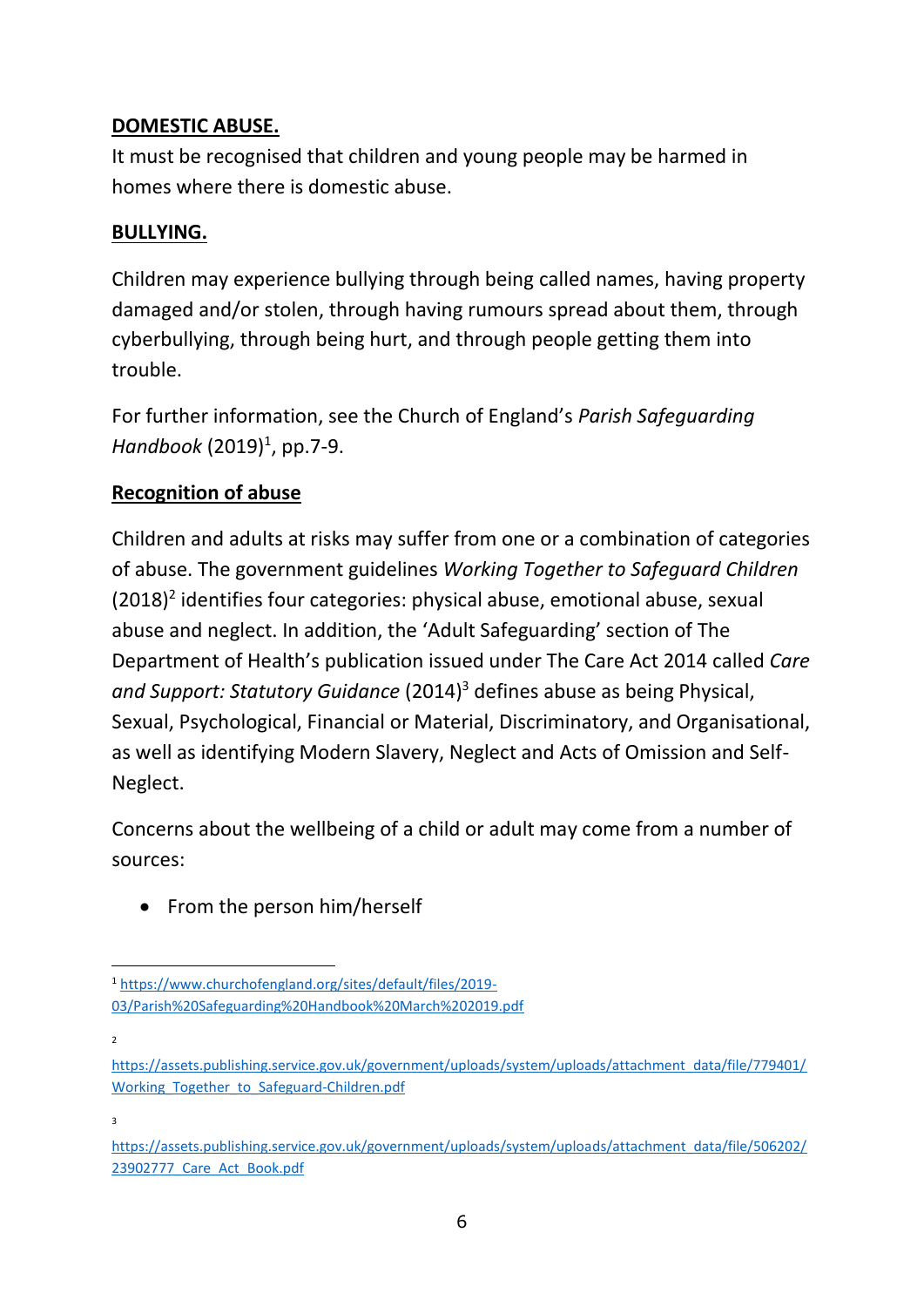**DOMESTIC ABUSE.**

It must be recognised that children and young people may be harmed in homes where there is domestic abuse.

**BULLYING.**

Children may experience bullying through being called names, having property damaged and/or stolen, through having rumours spread about them, through cyberbullying, through being hurt, and through people getting them into trouble.

For further information, see the Church of England's *Parish Safeguarding Handbook* (2019)[1], pp.7-9.

**Recognition of abuse**

Children and adults at risks may suffer from one or a combination of categories of abuse. The government guidelines *Working Together to Safeguard Children* (2018)[2] identifies four categories: physical abuse, emotional abuse, sexual abuse and neglect. In addition, the 'Adult Safeguarding' section of The Department of Health's publication issued under The Care Act 2014 called *Care and Support: Statutory Guidance* (2014)[3] defines abuse as being Physical, Sexual, Psychological, Financial or Material, Discriminatory, and Organisational, as well as identifying Modern Slavery, Neglect and Acts of Omission and Self-Neglect.

Concerns about the wellbeing of a child or adult may come from a number of sources:

- From the person him/herself

---

[1] https://www.churchofengland.org/sites/default/files/2019-03/Parish%20Safeguarding%20Handbook%20March%202019.pdf

[2] https://assets.publishing.service.gov.uk/government/uploads/system/uploads/attachment_data/file/779401/Working_Together_to_Safeguard-Children.pdf

[3] https://assets.publishing.service.gov.uk/government/uploads/system/uploads/attachment_data/file/506202/23902777_Care_Act_Book.pdf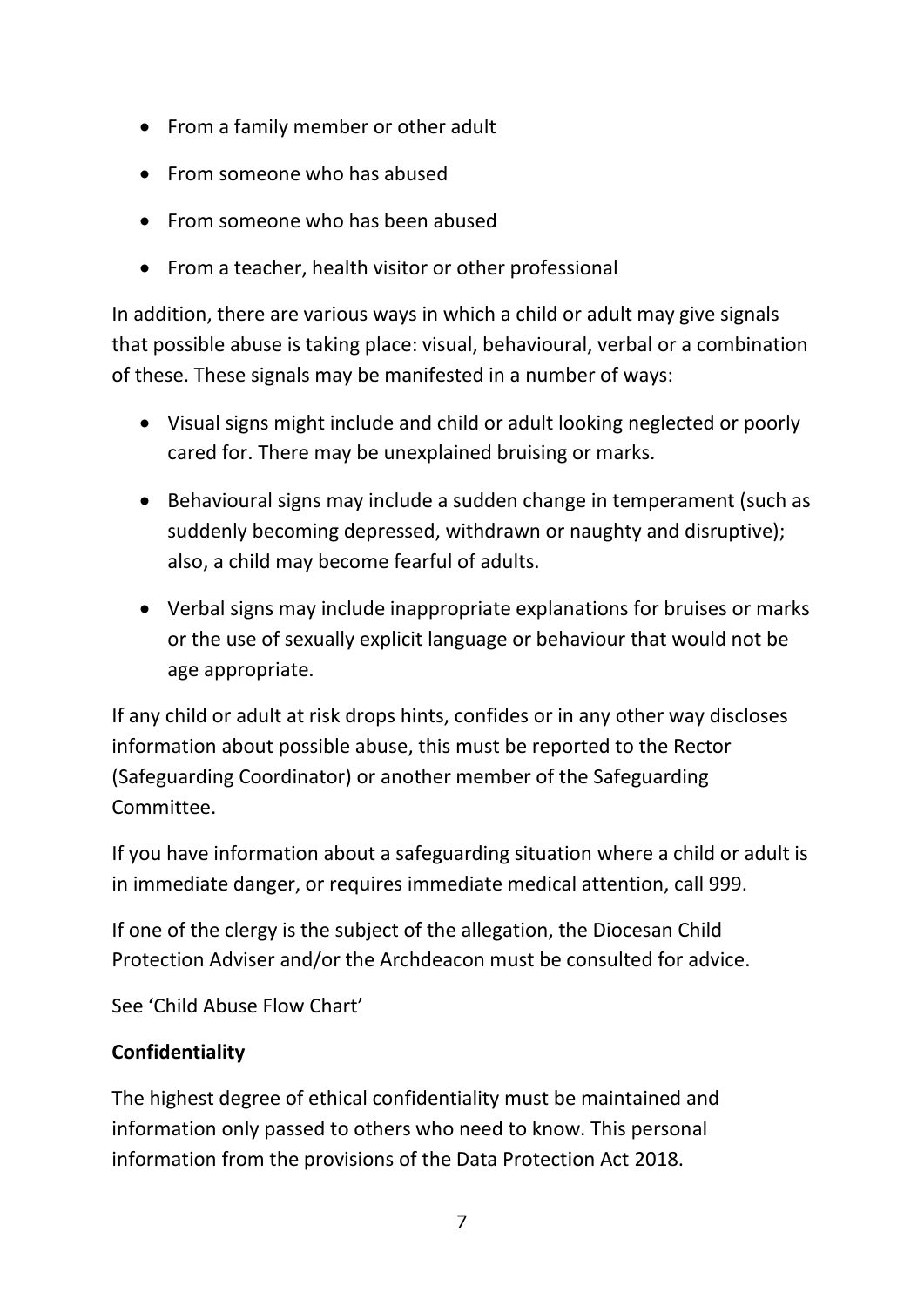- From a family member or other adult
- From someone who has abused
- From someone who has been abused
- From a teacher, health visitor or other professional

In addition, there are various ways in which a child or adult may give signals that possible abuse is taking place: visual, behavioural, verbal or a combination of these. These signals may be manifested in a number of ways:

- Visual signs might include and child or adult looking neglected or poorly cared for. There may be unexplained bruising or marks.
- Behavioural signs may include a sudden change in temperament (such as suddenly becoming depressed, withdrawn or naughty and disruptive); also, a child may become fearful of adults.
- Verbal signs may include inappropriate explanations for bruises or marks or the use of sexually explicit language or behaviour that would not be age appropriate.

If any child or adult at risk drops hints, confides or in any other way discloses information about possible abuse, this must be reported to the Rector (Safeguarding Coordinator) or another member of the Safeguarding Committee.

If you have information about a safeguarding situation where a child or adult is in immediate danger, or requires immediate medical attention, call 999.

If one of the clergy is the subject of the allegation, the Diocesan Child Protection Adviser and/or the Archdeacon must be consulted for advice.

See 'Child Abuse Flow Chart'

**Confidentiality**

The highest degree of ethical confidentiality must be maintained and information only passed to others who need to know. This personal information from the provisions of the Data Protection Act 2018.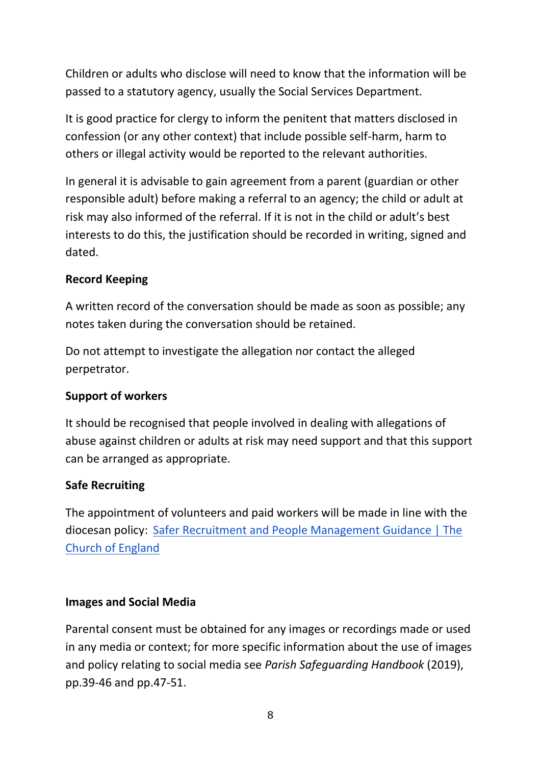Children or adults who disclose will need to know that the information will be passed to a statutory agency, usually the Social Services Department.

It is good practice for clergy to inform the penitent that matters disclosed in confession (or any other context) that include possible self-harm, harm to others or illegal activity would be reported to the relevant authorities.

In general it is advisable to gain agreement from a parent (guardian or other responsible adult) before making a referral to an agency; the child or adult at risk may also informed of the referral. If it is not in the child or adult's best interests to do this, the justification should be recorded in writing, signed and dated.

**Record Keeping**

A written record of the conversation should be made as soon as possible; any notes taken during the conversation should be retained.

Do not attempt to investigate the allegation nor contact the alleged perpetrator.

**Support of workers**

It should be recognised that people involved in dealing with allegations of abuse against children or adults at risk may need support and that this support can be arranged as appropriate.

**Safe Recruiting**

The appointment of volunteers and paid workers will be made in line with the diocesan policy: [Safer Recruitment and People Management Guidance | The Church of England]

**Images and Social Media**

Parental consent must be obtained for any images or recordings made or used in any media or context; for more specific information about the use of images and policy relating to social media see *Parish Safeguarding Handbook* (2019), pp.39-46 and pp.47-51.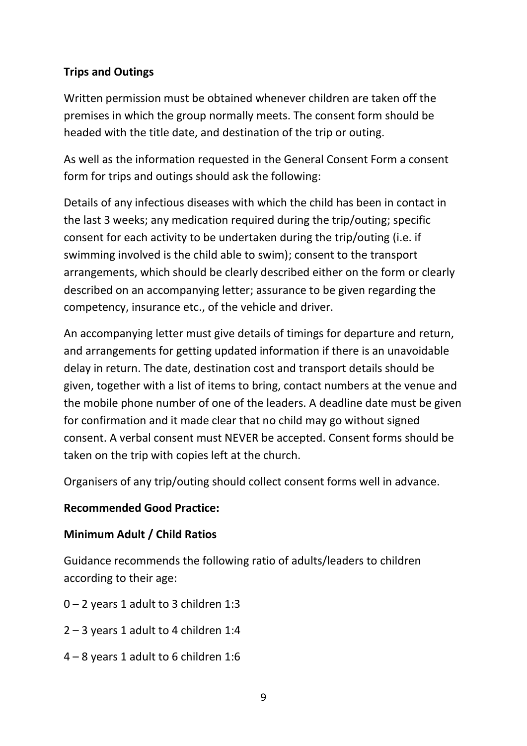**Trips and Outings**

Written permission must be obtained whenever children are taken off the premises in which the group normally meets. The consent form should be headed with the title date, and destination of the trip or outing.

As well as the information requested in the General Consent Form a consent form for trips and outings should ask the following:

Details of any infectious diseases with which the child has been in contact in the last 3 weeks; any medication required during the trip/outing; specific consent for each activity to be undertaken during the trip/outing (i.e. if swimming involved is the child able to swim); consent to the transport arrangements, which should be clearly described either on the form or clearly described on an accompanying letter; assurance to be given regarding the competency, insurance etc., of the vehicle and driver.

An accompanying letter must give details of timings for departure and return, and arrangements for getting updated information if there is an unavoidable delay in return. The date, destination cost and transport details should be given, together with a list of items to bring, contact numbers at the venue and the mobile phone number of one of the leaders. A deadline date must be given for confirmation and it made clear that no child may go without signed consent. A verbal consent must NEVER be accepted. Consent forms should be taken on the trip with copies left at the church.

Organisers of any trip/outing should collect consent forms well in advance.

**Recommended Good Practice:**

**Minimum Adult / Child Ratios**

Guidance recommends the following ratio of adults/leaders to children according to their age:

0 – 2 years 1 adult to 3 children 1:3

2 – 3 years 1 adult to 4 children 1:4

4 – 8 years 1 adult to 6 children 1:6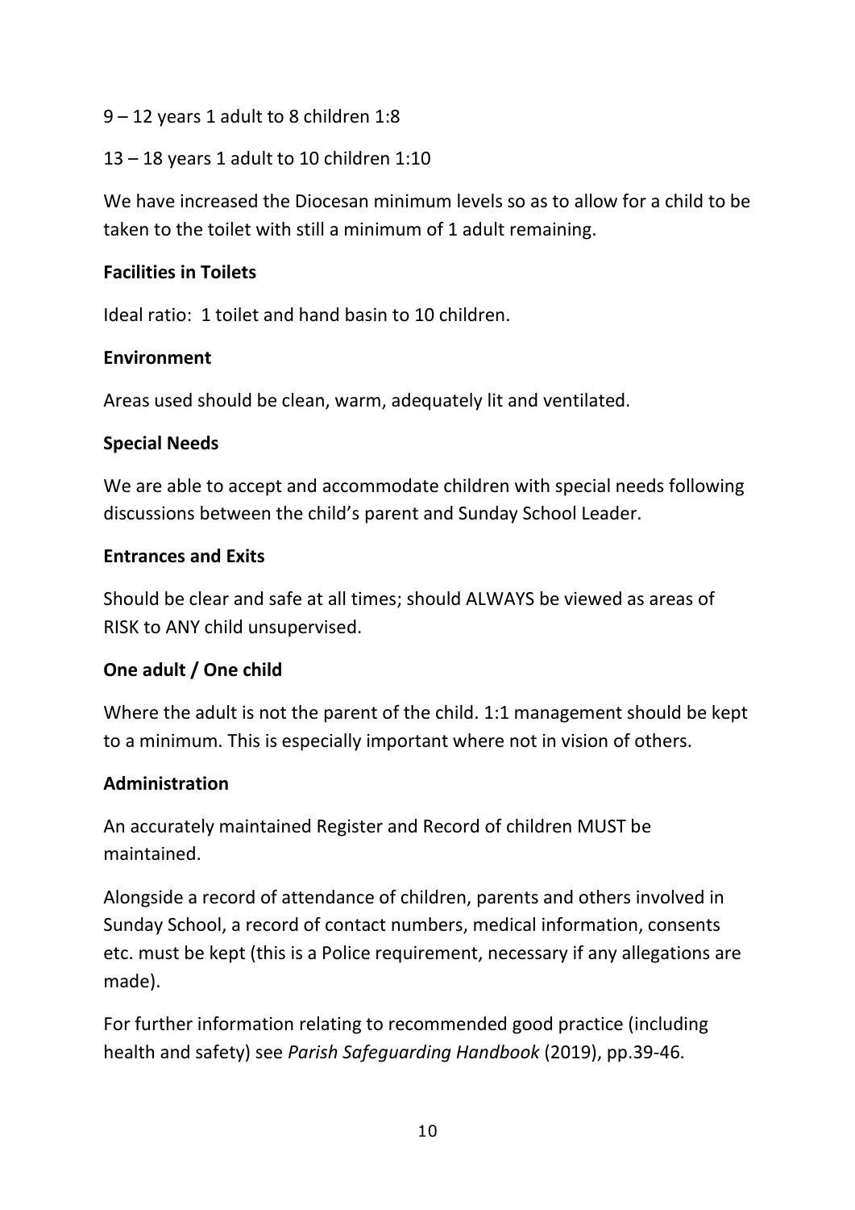9 – 12 years 1 adult to 8 children 1:8

13 – 18 years 1 adult to 10 children 1:10

We have increased the Diocesan minimum levels so as to allow for a child to be taken to the toilet with still a minimum of 1 adult remaining.

**Facilities in Toilets**

Ideal ratio: 1 toilet and hand basin to 10 children.

**Environment**

Areas used should be clean, warm, adequately lit and ventilated.

**Special Needs**

We are able to accept and accommodate children with special needs following discussions between the child's parent and Sunday School Leader.

**Entrances and Exits**

Should be clear and safe at all times; should ALWAYS be viewed as areas of RISK to ANY child unsupervised.

**One adult / One child**

Where the adult is not the parent of the child. 1:1 management should be kept to a minimum. This is especially important where not in vision of others.

**Administration**

An accurately maintained Register and Record of children MUST be maintained.

Alongside a record of attendance of children, parents and others involved in Sunday School, a record of contact numbers, medical information, consents etc. must be kept (this is a Police requirement, necessary if any allegations are made).

For further information relating to recommended good practice (including health and safety) see *Parish Safeguarding Handbook* (2019), pp.39-46.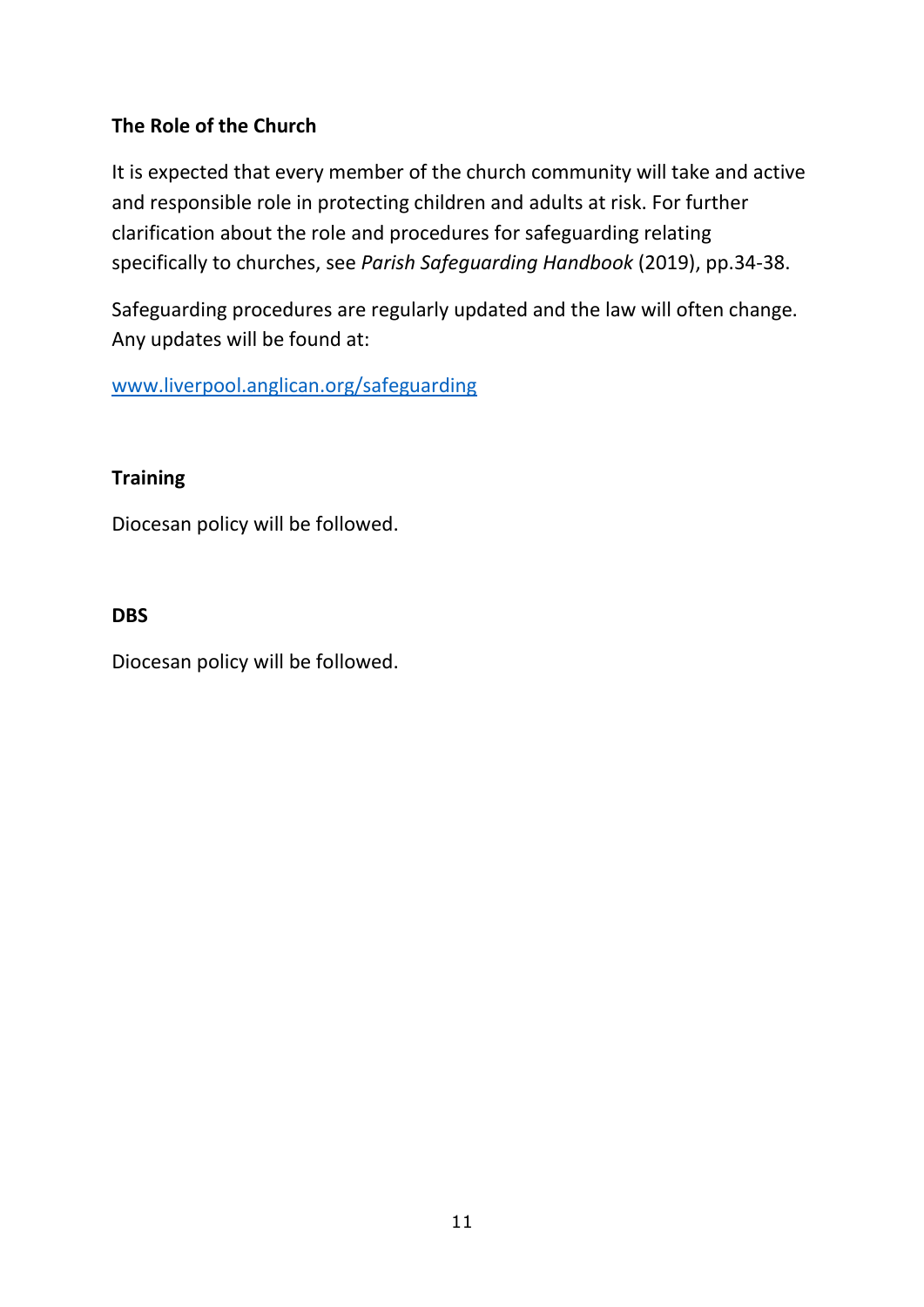**The Role of the Church**

It is expected that every member of the church community will take and active and responsible role in protecting children and adults at risk. For further clarification about the role and procedures for safeguarding relating specifically to churches, see *Parish Safeguarding Handbook* (2019), pp.34-38.

Safeguarding procedures are regularly updated and the law will often change. Any updates will be found at:

[www.liverpool.anglican.org/safeguarding](http://www.liverpool.anglican.org/safeguarding)

**Training**

Diocesan policy will be followed.

**DBS**

Diocesan policy will be followed.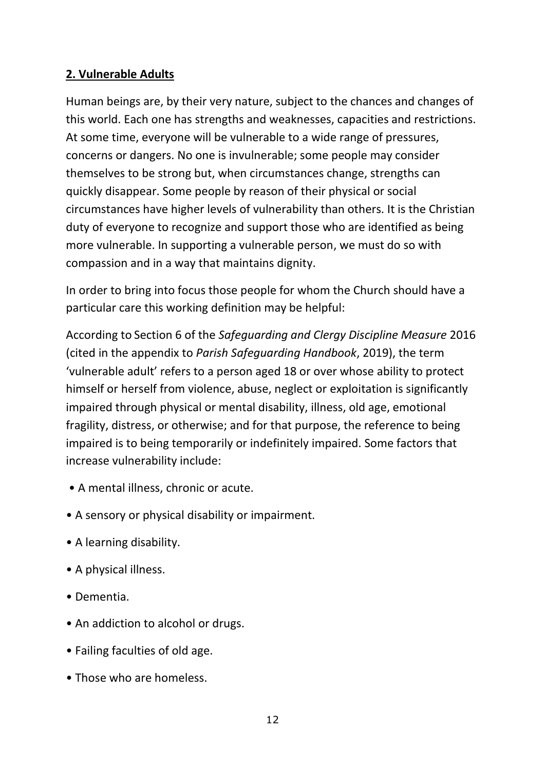## **2. Vulnerable Adults**

Human beings are, by their very nature, subject to the chances and changes of this world. Each one has strengths and weaknesses, capacities and restrictions. At some time, everyone will be vulnerable to a wide range of pressures, concerns or dangers. No one is invulnerable; some people may consider themselves to be strong but, when circumstances change, strengths can quickly disappear. Some people by reason of their physical or social circumstances have higher levels of vulnerability than others. It is the Christian duty of everyone to recognize and support those who are identified as being more vulnerable. In supporting a vulnerable person, we must do so with compassion and in a way that maintains dignity.

In order to bring into focus those people for whom the Church should have a particular care this working definition may be helpful:

According to Section 6 of the *Safeguarding and Clergy Discipline Measure* 2016 (cited in the appendix to *Parish Safeguarding Handbook*, 2019), the term 'vulnerable adult' refers to a person aged 18 or over whose ability to protect himself or herself from violence, abuse, neglect or exploitation is significantly impaired through physical or mental disability, illness, old age, emotional fragility, distress, or otherwise; and for that purpose, the reference to being impaired is to being temporarily or indefinitely impaired. Some factors that increase vulnerability include:

- A mental illness, chronic or acute.
- A sensory or physical disability or impairment.
- A learning disability.
- A physical illness.
- Dementia.
- An addiction to alcohol or drugs.
- Failing faculties of old age.
- Those who are homeless.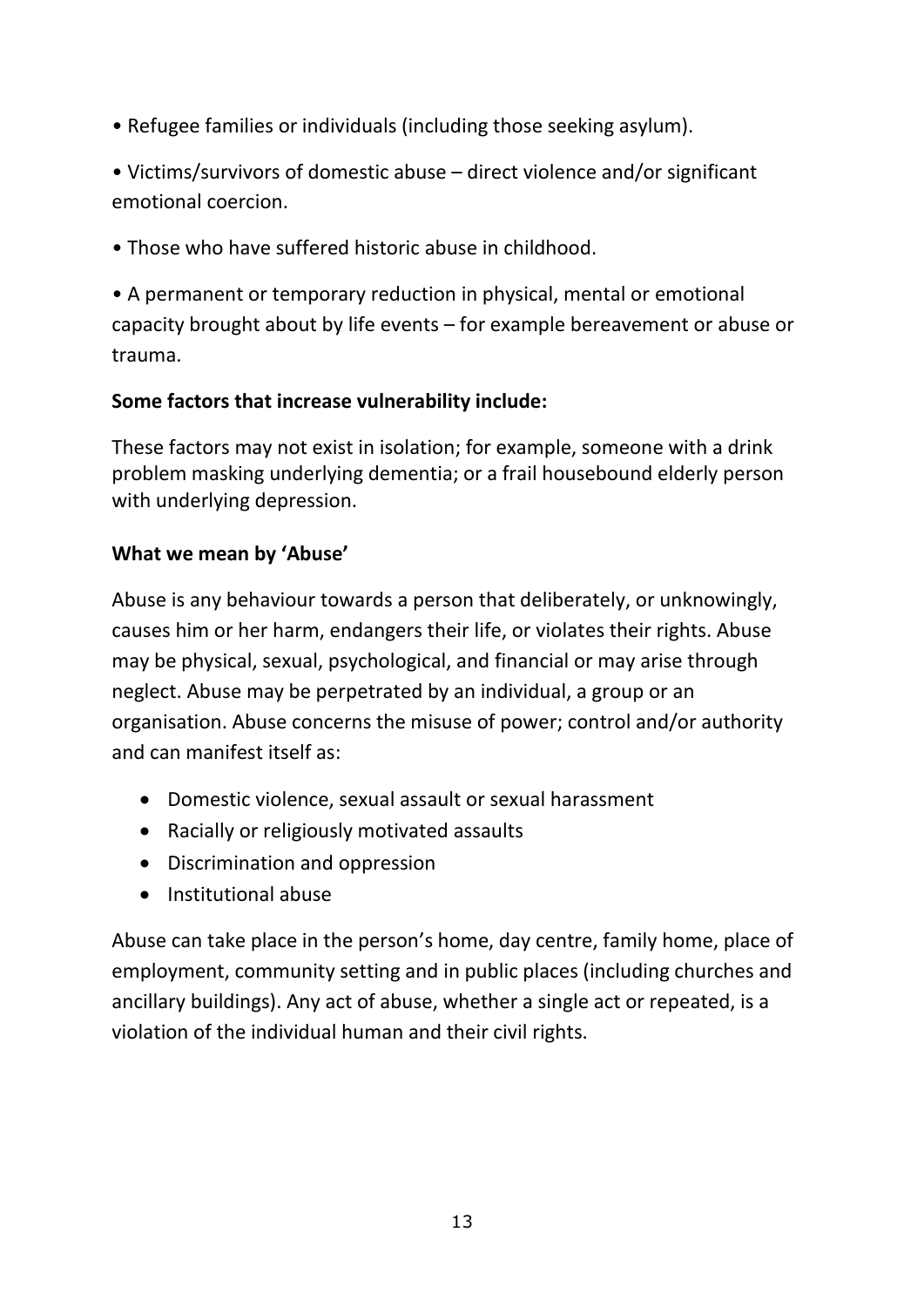• Refugee families or individuals (including those seeking asylum).

• Victims/survivors of domestic abuse – direct violence and/or significant emotional coercion.

• Those who have suffered historic abuse in childhood.

• A permanent or temporary reduction in physical, mental or emotional capacity brought about by life events – for example bereavement or abuse or trauma.

**Some factors that increase vulnerability include:**

These factors may not exist in isolation; for example, someone with a drink problem masking underlying dementia; or a frail housebound elderly person with underlying depression.

**What we mean by 'Abuse'**

Abuse is any behaviour towards a person that deliberately, or unknowingly, causes him or her harm, endangers their life, or violates their rights. Abuse may be physical, sexual, psychological, and financial or may arise through neglect. Abuse may be perpetrated by an individual, a group or an organisation. Abuse concerns the misuse of power; control and/or authority and can manifest itself as:

- Domestic violence, sexual assault or sexual harassment
- Racially or religiously motivated assaults
- Discrimination and oppression
- Institutional abuse

Abuse can take place in the person's home, day centre, family home, place of employment, community setting and in public places (including churches and ancillary buildings). Any act of abuse, whether a single act or repeated, is a violation of the individual human and their civil rights.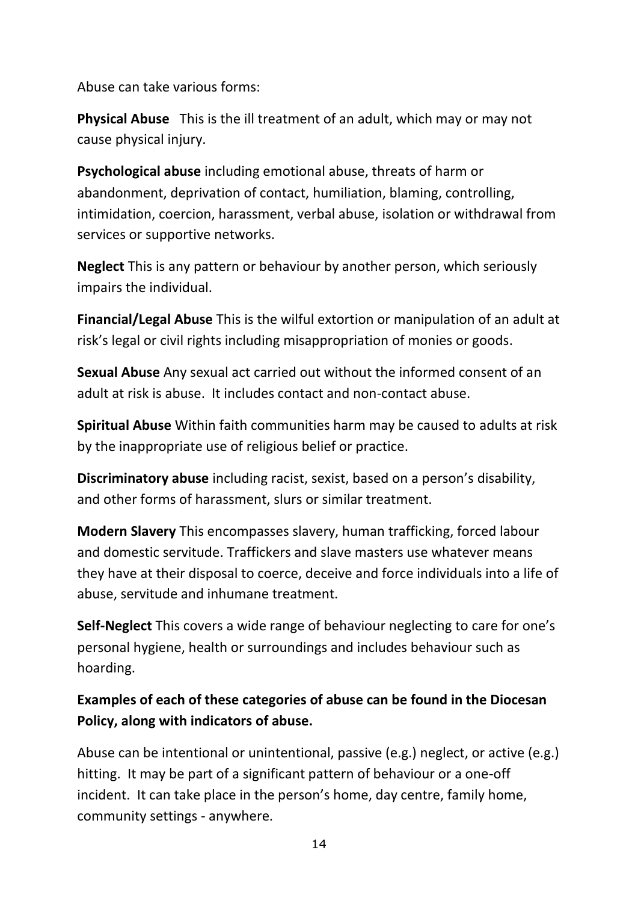Abuse can take various forms:

**Physical Abuse** This is the ill treatment of an adult, which may or may not cause physical injury.

**Psychological abuse** including emotional abuse, threats of harm or abandonment, deprivation of contact, humiliation, blaming, controlling, intimidation, coercion, harassment, verbal abuse, isolation or withdrawal from services or supportive networks.

**Neglect** This is any pattern or behaviour by another person, which seriously impairs the individual.

**Financial/Legal Abuse** This is the wilful extortion or manipulation of an adult at risk's legal or civil rights including misappropriation of monies or goods.

**Sexual Abuse** Any sexual act carried out without the informed consent of an adult at risk is abuse. It includes contact and non-contact abuse.

**Spiritual Abuse** Within faith communities harm may be caused to adults at risk by the inappropriate use of religious belief or practice.

**Discriminatory abuse** including racist, sexist, based on a person's disability, and other forms of harassment, slurs or similar treatment.

**Modern Slavery** This encompasses slavery, human trafficking, forced labour and domestic servitude. Traffickers and slave masters use whatever means they have at their disposal to coerce, deceive and force individuals into a life of abuse, servitude and inhumane treatment.

**Self-Neglect** This covers a wide range of behaviour neglecting to care for one's personal hygiene, health or surroundings and includes behaviour such as hoarding.

**Examples of each of these categories of abuse can be found in the Diocesan Policy, along with indicators of abuse.**

Abuse can be intentional or unintentional, passive (e.g.) neglect, or active (e.g.) hitting. It may be part of a significant pattern of behaviour or a one-off incident. It can take place in the person's home, day centre, family home, community settings - anywhere.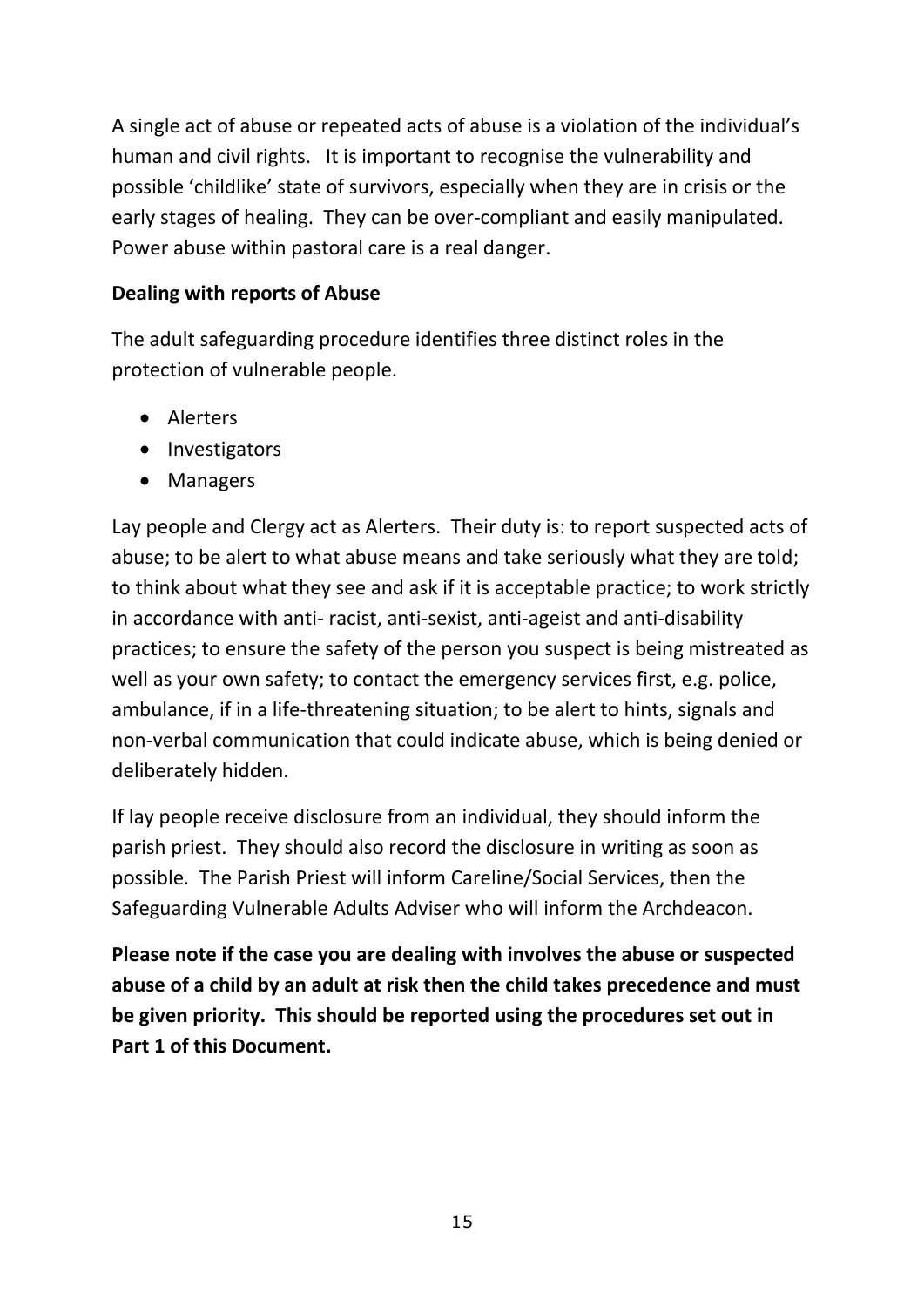A single act of abuse or repeated acts of abuse is a violation of the individual's human and civil rights. It is important to recognise the vulnerability and possible 'childlike' state of survivors, especially when they are in crisis or the early stages of healing. They can be over-compliant and easily manipulated. Power abuse within pastoral care is a real danger.

**Dealing with reports of Abuse**

The adult safeguarding procedure identifies three distinct roles in the protection of vulnerable people.

- Alerters
- Investigators
- Managers

Lay people and Clergy act as Alerters. Their duty is: to report suspected acts of abuse; to be alert to what abuse means and take seriously what they are told; to think about what they see and ask if it is acceptable practice; to work strictly in accordance with anti- racist, anti-sexist, anti-ageist and anti-disability practices; to ensure the safety of the person you suspect is being mistreated as well as your own safety; to contact the emergency services first, e.g. police, ambulance, if in a life-threatening situation; to be alert to hints, signals and non-verbal communication that could indicate abuse, which is being denied or deliberately hidden.

If lay people receive disclosure from an individual, they should inform the parish priest. They should also record the disclosure in writing as soon as possible. The Parish Priest will inform Careline/Social Services, then the Safeguarding Vulnerable Adults Adviser who will inform the Archdeacon.

**Please note if the case you are dealing with involves the abuse or suspected abuse of a child by an adult at risk then the child takes precedence and must be given priority. This should be reported using the procedures set out in Part 1 of this Document.**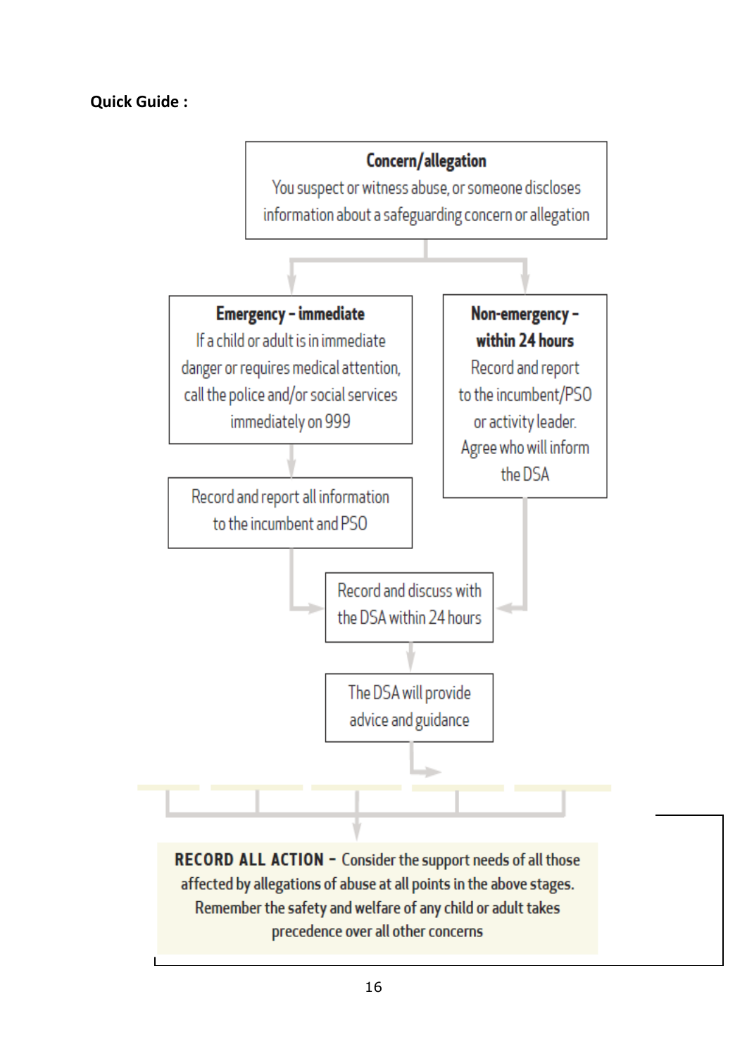**Quick Guide :**

**Concern/allegation**
You suspect or witness abuse, or someone discloses information about a safeguarding concern or allegation

**Emergency – immediate**
If a child or adult is in immediate danger or requires medical attention, call the police and/or social services immediately on 999

Record and report all information to the incumbent and PSO

**Non-emergency – within 24 hours**
Record and report to the incumbent/PSO or activity leader. Agree who will inform the DSA

Record and discuss with the DSA within 24 hours

The DSA will provide advice and guidance

**RECORD ALL ACTION –** Consider the support needs of all those affected by allegations of abuse at all points in the above stages. Remember the safety and welfare of any child or adult takes precedence over all other concerns